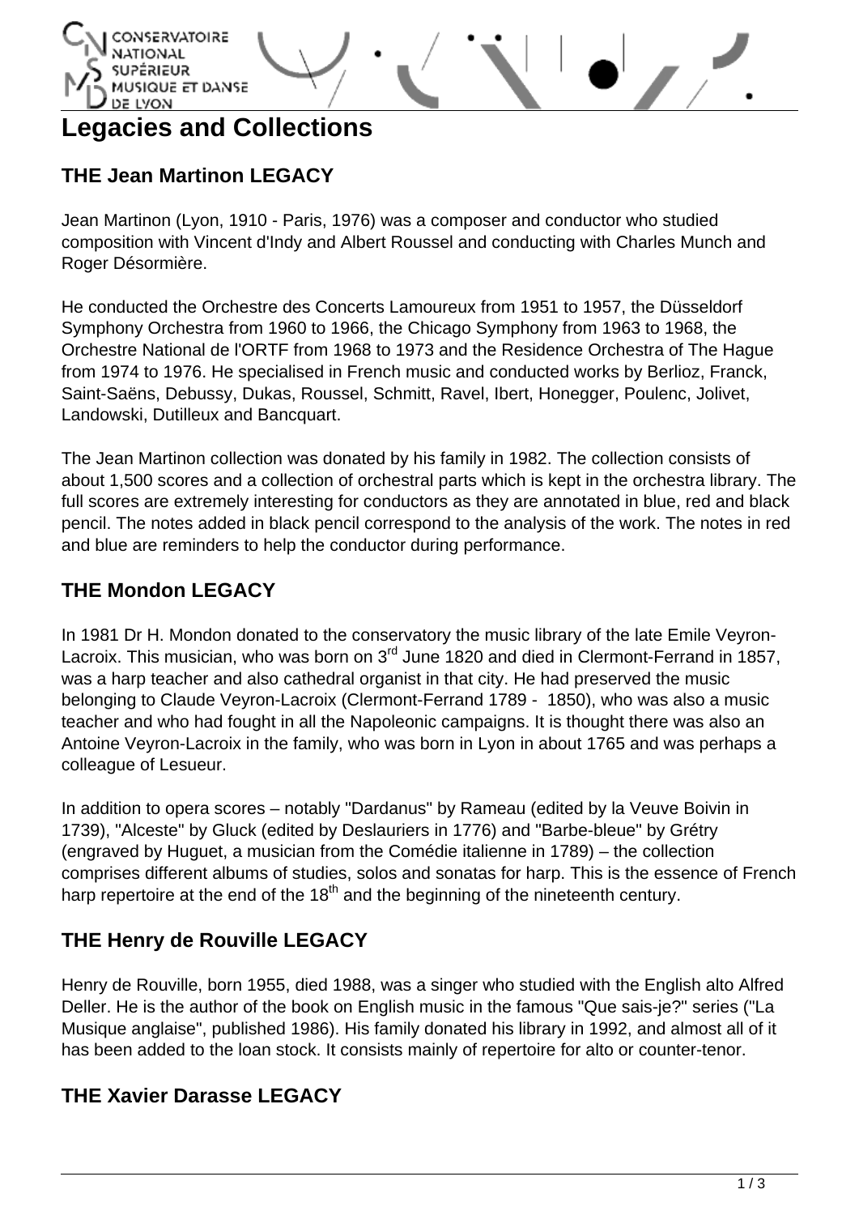# Legacies and Collections

## THE Jean Martinon LEGACY

Jean Martinon (Lyon, 1910 - Paris, 1976) was a composer and conductor who studied composition with Vincent d'Indy and Albert Roussel and conducting with Charles Munch and Roger Désormière.

He conducted the Orchestre des Concerts Lamoureux from 1951 to 1957, the Düsseldorf Symphony Orchestra from 1960 to 1966, the Chicago Symphony from 1963 to 1968, the Orchestre National de l'ORTF from 1968 to 1973 and the Residence Orchestra of The Hague from 1974 to 1976. He specialised in French music and conducted works by Berlioz, Franck, Saint-Saëns, Debussy, Dukas, Roussel, Schmitt, Ravel, Ibert, Honegger, Poulenc, Jolivet, Landowski, Dutilleux and Bancquart.

The Jean Martinon collection was donated by his family in 1982. The collection consists of about 1,500 scores and a collection of orchestral parts which is kept in the orchestra library. The full scores are extremely interesting for conductors as they are annotated in blue, red and black pencil. The notes added in black pencil correspond to the analysis of the work. The notes in red and blue are reminders to help the conductor during performance.

## THE Mondon LEGACY

In 1981 Dr H. Mondon donated to the conservatory the music library of the late Emile Veyron-Lacroix. This musician, who was born on 3rd June 1820 and died in Clermont-Ferrand in 1857, was a harp teacher and also cathedral organist in that city. He had preserved the music belonging to Claude Veyron-Lacroix (Clermont-Ferrand 1789 - 1850), who was also a music teacher and who had fought in all the Napoleonic campaigns. It is thought there was also an Antoine Veyron-Lacroix in the family, who was born in Lyon in about 1765 and was perhaps a colleague of Lesueur.

In addition to opera scores – notably "Dardanus" by Rameau (edited by la Veuve Boivin in 1739), "Alceste" by Gluck (edited by Deslauriers in 1776) and "Barbe-bleue" by Grétry (engraved by Huguet, a musician from the Comédie italienne in 1789) – the collection comprises different albums of studies, solos and sonatas for harp. This is the essence of French harp repertoire at the end of the 18th and the beginning of the nineteenth century.

## THE Henry de Rouville LEGACY

Henry de Rouville, born 1955, died 1988, was a singer who studied with the English alto Alfred Deller. He is the author of the book on English music in the famous "Que sais-je?" series ("La Musique anglaise", published 1986). His family donated his library in 1992, and almost all of it has been added to the loan stock. It consists mainly of repertoire for alto or counter-tenor.

## THE Xavier Darasse LEGACY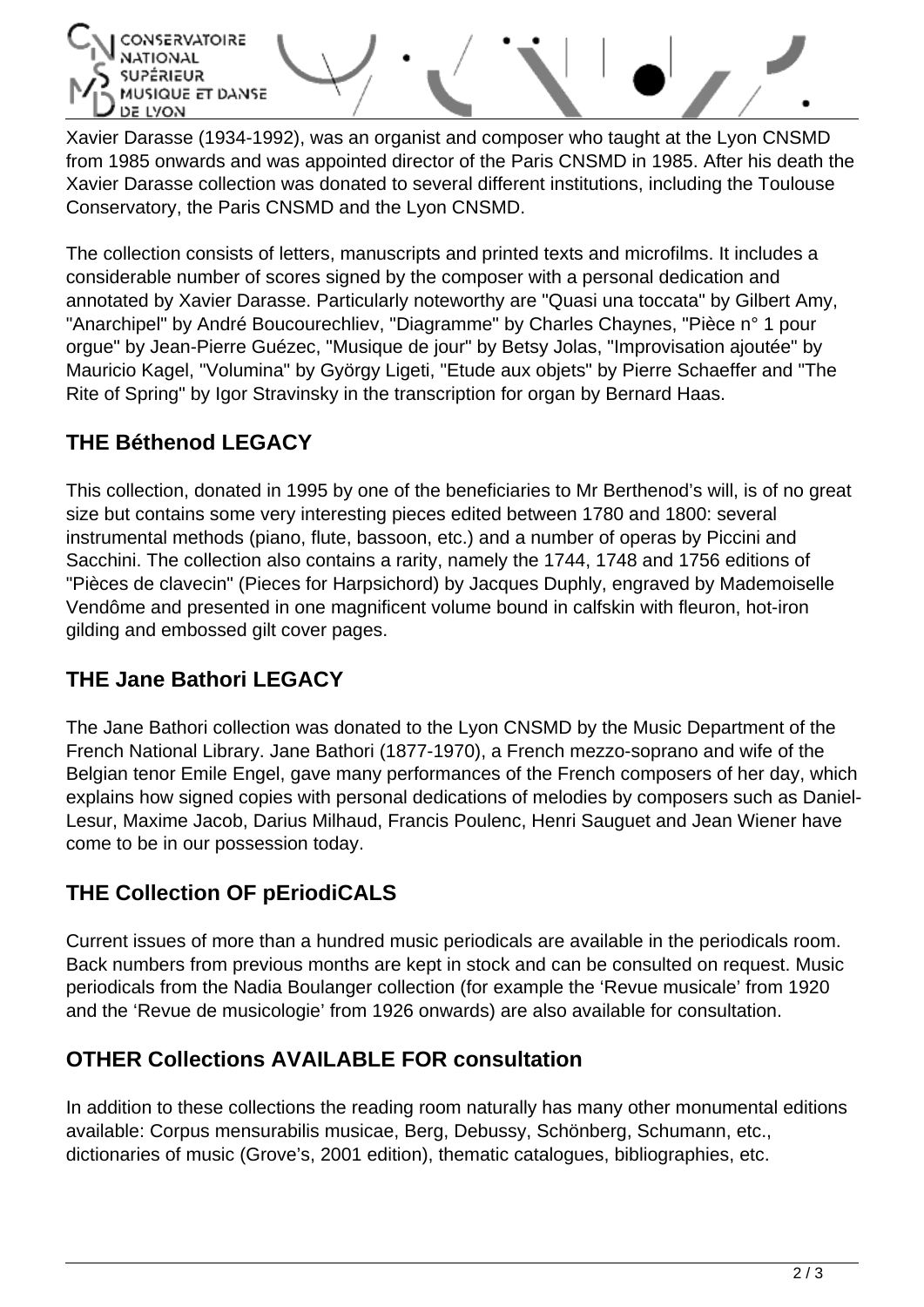Xavier Darasse (1934-1992), was an organist and composer who taught at the Lyon CNSMD from 1985 onwards and was appointed director of the Paris CNSMD in 1985. After his death the Xavier Darasse collection was donated to several different institutions, including the Toulouse Conservatory, the Paris CNSMD and the Lyon CNSMD.

The collection consists of letters, manuscripts and printed texts and microfilms. It includes a considerable number of scores signed by the composer with a personal dedication and annotated by Xavier Darasse. Particularly noteworthy are "Quasi una toccata" by Gilbert Amy, "Anarchipel" by André Boucourechliev, "Diagramme" by Charles Chaynes, "Pièce n° 1 pour orgue" by Jean-Pierre Guézec, "Musique de jour" by Betsy Jolas, "Improvisation ajoutée" by Mauricio Kagel, "Volumina" by György Ligeti, "Etude aux objets" by Pierre Schaeffer and "The Rite of Spring" by Igor Stravinsky in the transcription for organ by Bernard Haas.

## THE Béthenod LEGACY

This collection, donated in 1995 by one of the beneficiaries to Mr Berthenod's will, is of no great size but contains some very interesting pieces edited between 1780 and 1800: several instrumental methods (piano, flute, bassoon, etc.) and a number of operas by Piccini and Sacchini. The collection also contains a rarity, namely the 1744, 1748 and 1756 editions of "Pièces de clavecin" (Pieces for Harpsichord) by Jacques Duphly, engraved by Mademoiselle Vendôme and presented in one magnificent volume bound in calfskin with fleuron, hot-iron gilding and embossed gilt cover pages.

## THE Jane Bathori LEGACY

The Jane Bathori collection was donated to the Lyon CNSMD by the Music Department of the French National Library. Jane Bathori (1877-1970), a French mezzo-soprano and wife of the Belgian tenor Emile Engel, gave many performances of the French composers of her day, which explains how signed copies with personal dedications of melodies by composers such as Daniel-Lesur, Maxime Jacob, Darius Milhaud, Francis Poulenc, Henri Sauguet and Jean Wiener have come to be in our possession today.

## THE Collection OF pEriodiCALS

Current issues of more than a hundred music periodicals are available in the periodicals room. Back numbers from previous months are kept in stock and can be consulted on request. Music periodicals from the Nadia Boulanger collection (for example the 'Revue musicale' from 1920 and the 'Revue de musicologie' from 1926 onwards) are also available for consultation.

## OTHER Collections AVAILABLE FOR consultation

In addition to these collections the reading room naturally has many other monumental editions available: Corpus mensurabilis musicae, Berg, Debussy, Schönberg, Schumann, etc., dictionaries of music (Grove's, 2001 edition), thematic catalogues, bibliographies, etc.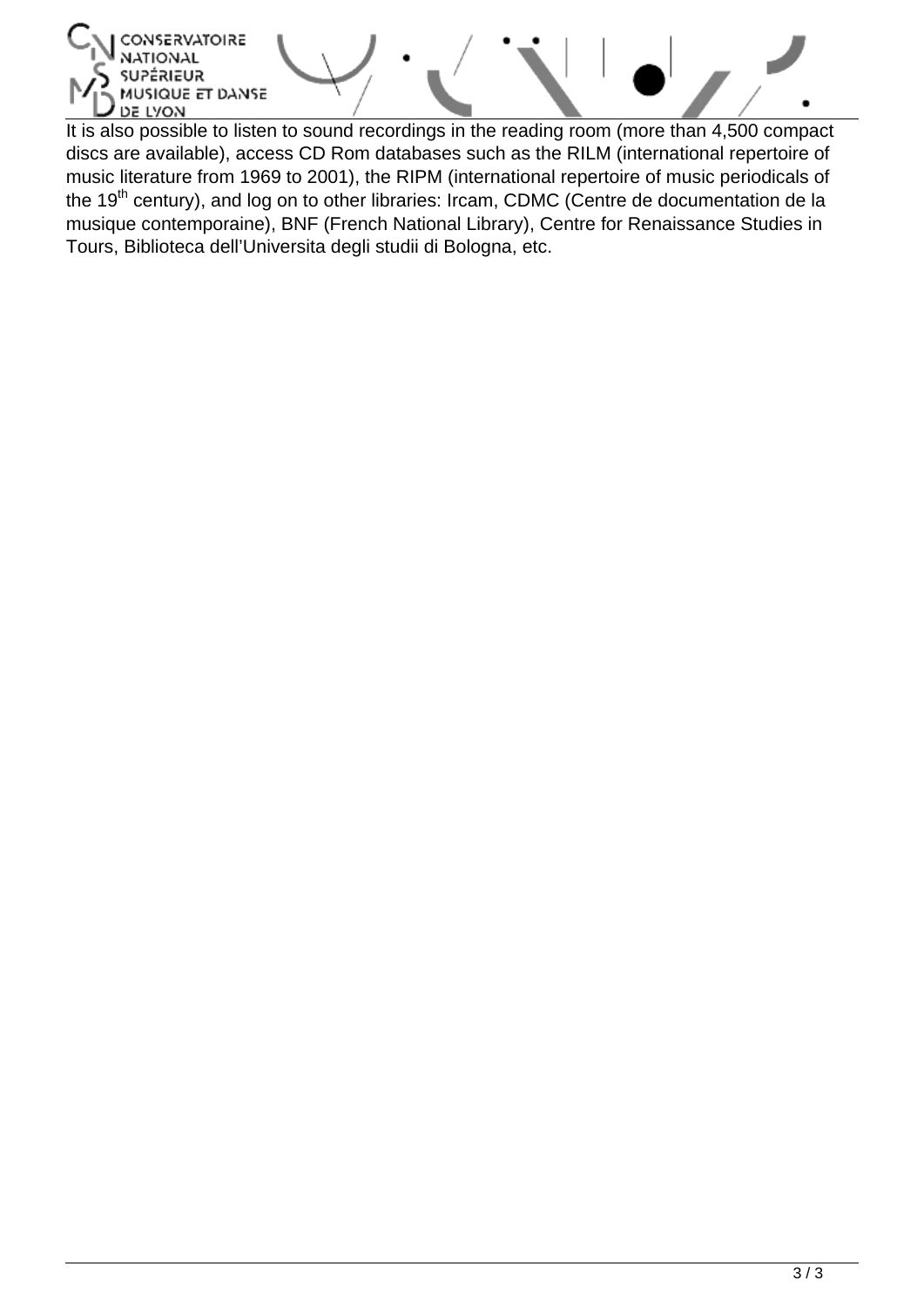It is also possible to listen to sound recordings in the reading room (more than 4,500 compact discs are available), access CD Rom databases such as the RILM (international repertoire of music literature from 1969 to 2001), the RIPM (international repertoire of music periodicals of the 19th century), and log on to other libraries: Ircam, CDMC (Centre de documentation de la musique contemporaine), BNF (French National Library), Centre for Renaissance Studies in Tours, Biblioteca dell'Universita degli studii di Bologna, etc.